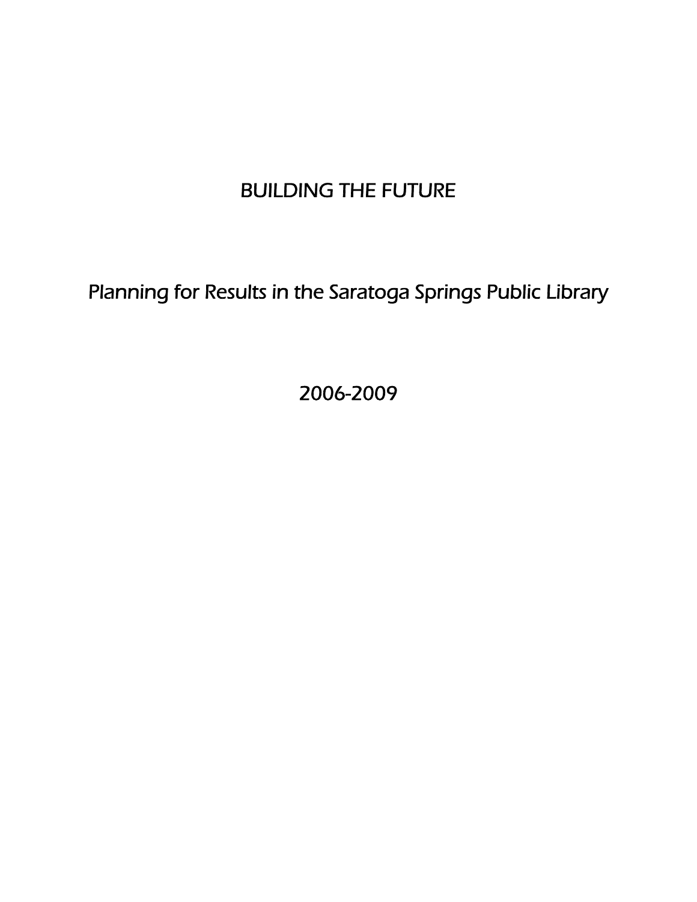# BUILDING THE FUTURE

## Planning for Results in the Saratoga Springs Public Library

2006-2009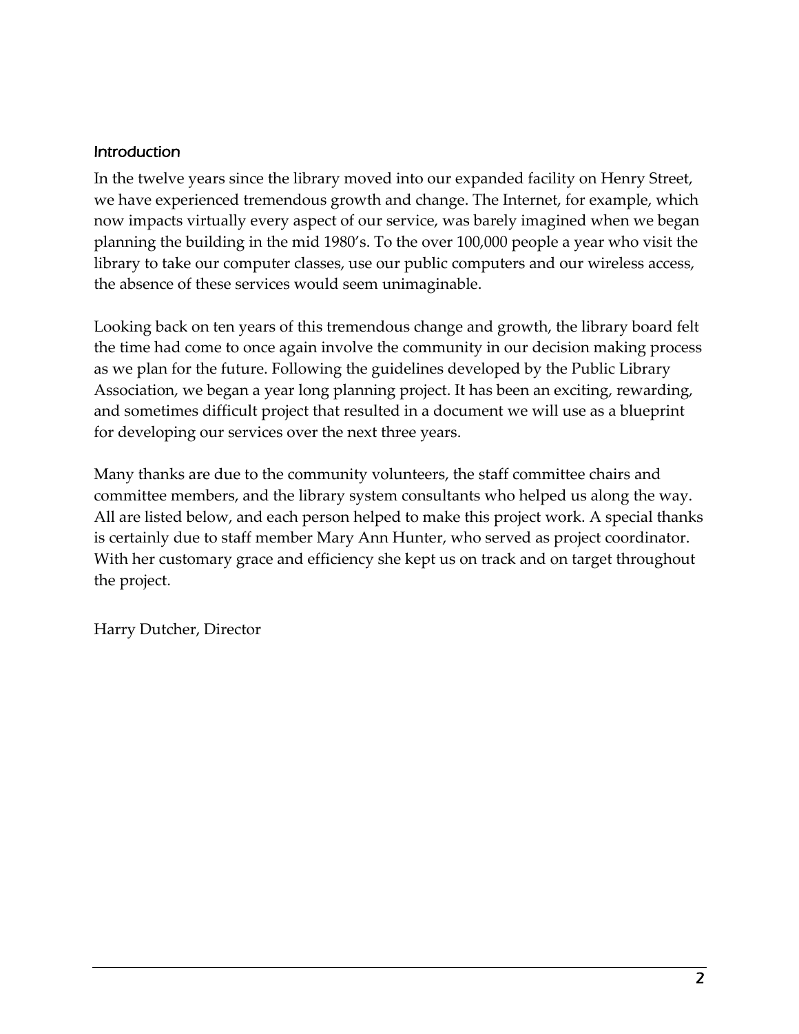## Introduction

In the twelve years since the library moved into our expanded facility on Henry Street, we have experienced tremendous growth and change. The Internet, for example, which now impacts virtually every aspect of our service, was barely imagined when we began planning the building in the mid 1980's. To the over 100,000 people a year who visit the library to take our computer classes, use our public computers and our wireless access, the absence of these services would seem unimaginable.

Looking back on ten years of this tremendous change and growth, the library board felt the time had come to once again involve the community in our decision making process as we plan for the future. Following the guidelines developed by the Public Library Association, we began a year long planning project. It has been an exciting, rewarding, and sometimes difficult project that resulted in a document we will use as a blueprint for developing our services over the next three years.

Many thanks are due to the community volunteers, the staff committee chairs and committee members, and the library system consultants who helped us along the way. All are listed below, and each person helped to make this project work. A special thanks is certainly due to staff member Mary Ann Hunter, who served as project coordinator. With her customary grace and efficiency she kept us on track and on target throughout the project.

Harry Dutcher, Director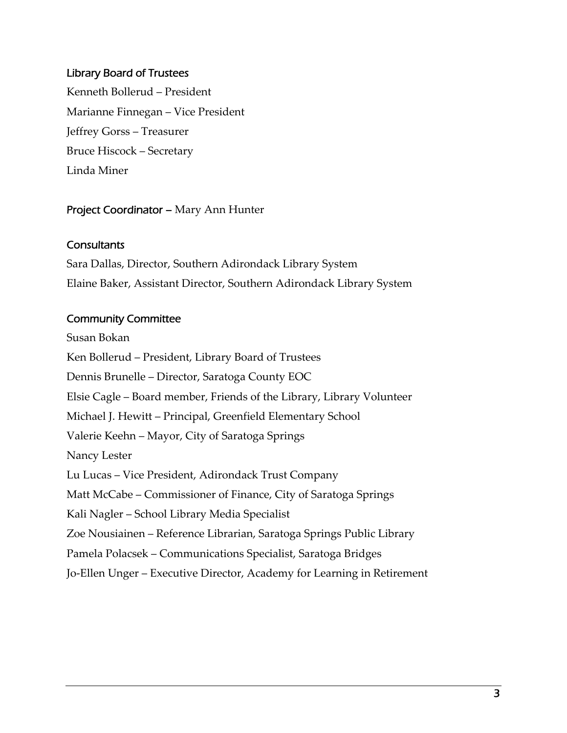### Library Board of Trustees

Kenneth Bollerud – President
Marianne Finnegan – Vice President
Jeffrey Gorss – Treasurer
Bruce Hiscock – Secretary
Linda Miner

### Project Coordinator – Mary Ann Hunter

### Consultants

Sara Dallas, Director, Southern Adirondack Library System
Elaine Baker, Assistant Director, Southern Adirondack Library System

### Community Committee

Susan Bokan
Ken Bollerud – President, Library Board of Trustees
Dennis Brunelle – Director, Saratoga County EOC
Elsie Cagle – Board member, Friends of the Library, Library Volunteer
Michael J. Hewitt – Principal, Greenfield Elementary School
Valerie Keehn – Mayor, City of Saratoga Springs
Nancy Lester
Lu Lucas – Vice President, Adirondack Trust Company
Matt McCabe – Commissioner of Finance, City of Saratoga Springs
Kali Nagler – School Library Media Specialist
Zoe Nousiainen – Reference Librarian, Saratoga Springs Public Library
Pamela Polacsek – Communications Specialist, Saratoga Bridges
Jo-Ellen Unger – Executive Director, Academy for Learning in Retirement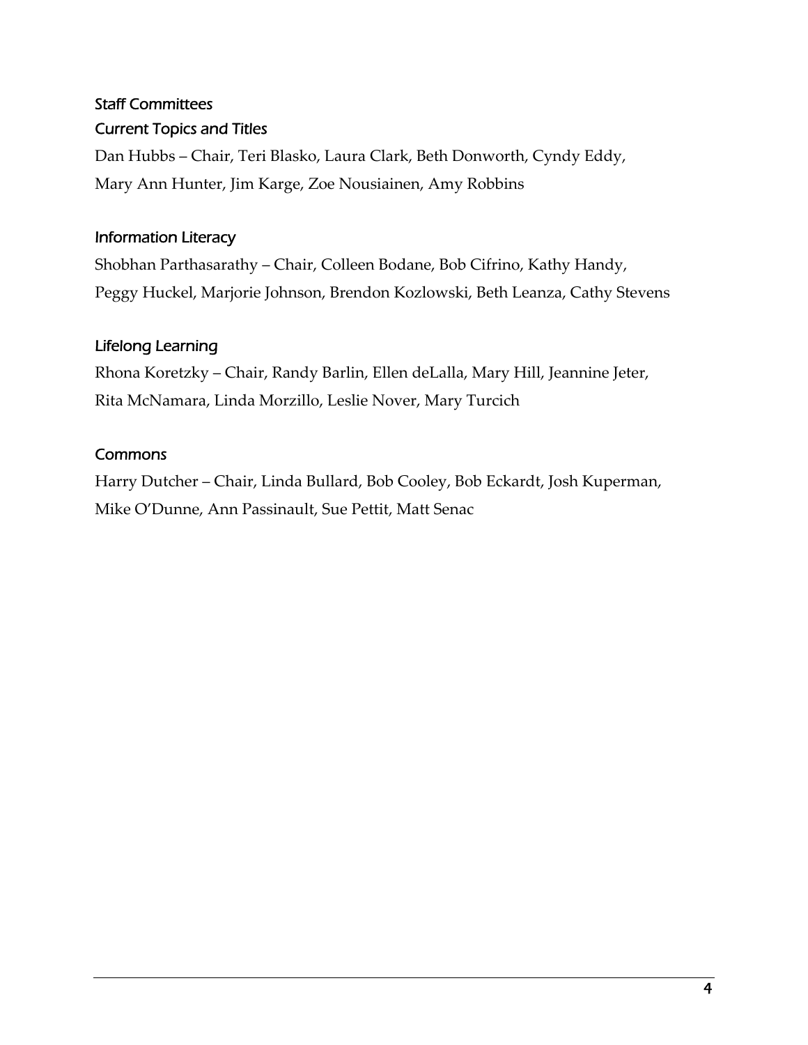## Staff Committees

### Current Topics and Titles

Dan Hubbs – Chair, Teri Blasko, Laura Clark, Beth Donworth, Cyndy Eddy, Mary Ann Hunter, Jim Karge, Zoe Nousiainen, Amy Robbins

### Information Literacy

Shobhan Parthasarathy – Chair, Colleen Bodane, Bob Cifrino, Kathy Handy, Peggy Huckel, Marjorie Johnson, Brendon Kozlowski, Beth Leanza, Cathy Stevens

### Lifelong Learning

Rhona Koretzky – Chair, Randy Barlin, Ellen deLalla, Mary Hill, Jeannine Jeter, Rita McNamara, Linda Morzillo, Leslie Nover, Mary Turcich

### Commons

Harry Dutcher – Chair, Linda Bullard, Bob Cooley, Bob Eckardt, Josh Kuperman, Mike O'Dunne, Ann Passinault, Sue Pettit, Matt Senac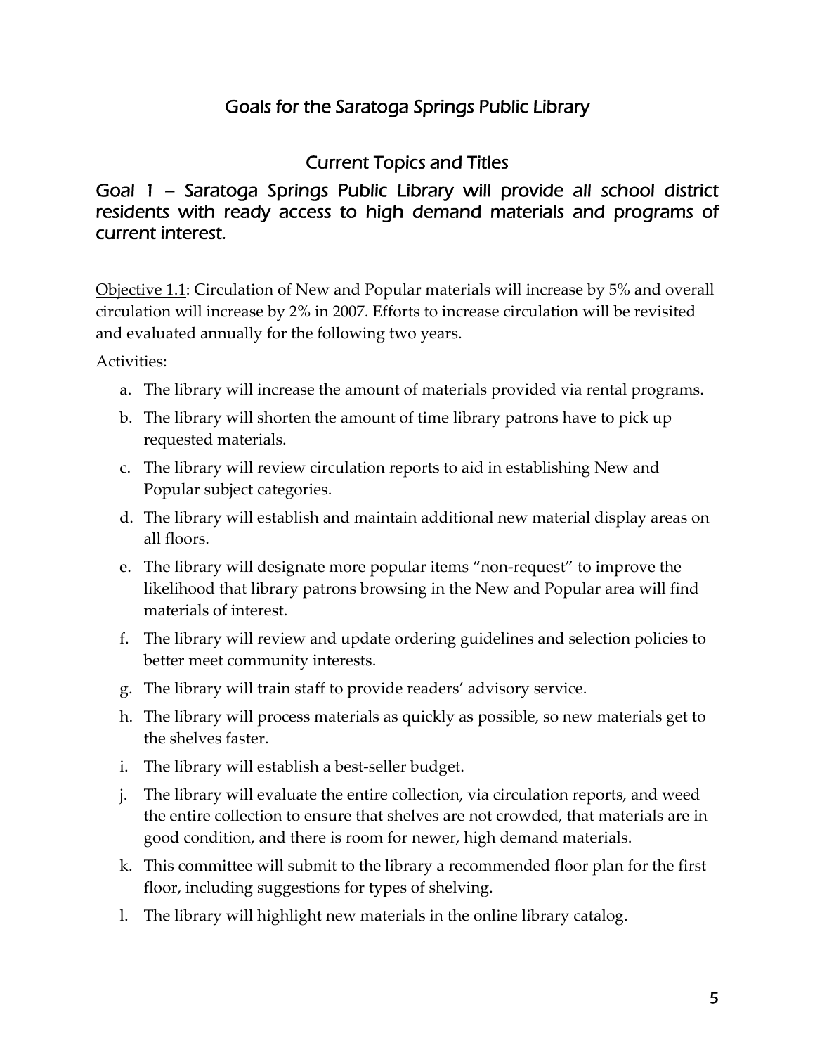# Goals for the Saratoga Springs Public Library

## Current Topics and Titles

### Goal 1 – Saratoga Springs Public Library will provide all school district residents with ready access to high demand materials and programs of current interest.

Objective 1.1: Circulation of New and Popular materials will increase by 5% and overall circulation will increase by 2% in 2007. Efforts to increase circulation will be revisited and evaluated annually for the following two years.

Activities:

a. The library will increase the amount of materials provided via rental programs.
b. The library will shorten the amount of time library patrons have to pick up requested materials.
c. The library will review circulation reports to aid in establishing New and Popular subject categories.
d. The library will establish and maintain additional new material display areas on all floors.
e. The library will designate more popular items "non-request" to improve the likelihood that library patrons browsing in the New and Popular area will find materials of interest.
f. The library will review and update ordering guidelines and selection policies to better meet community interests.
g. The library will train staff to provide readers' advisory service.
h. The library will process materials as quickly as possible, so new materials get to the shelves faster.
i. The library will establish a best-seller budget.
j. The library will evaluate the entire collection, via circulation reports, and weed the entire collection to ensure that shelves are not crowded, that materials are in good condition, and there is room for newer, high demand materials.
k. This committee will submit to the library a recommended floor plan for the first floor, including suggestions for types of shelving.
l. The library will highlight new materials in the online library catalog.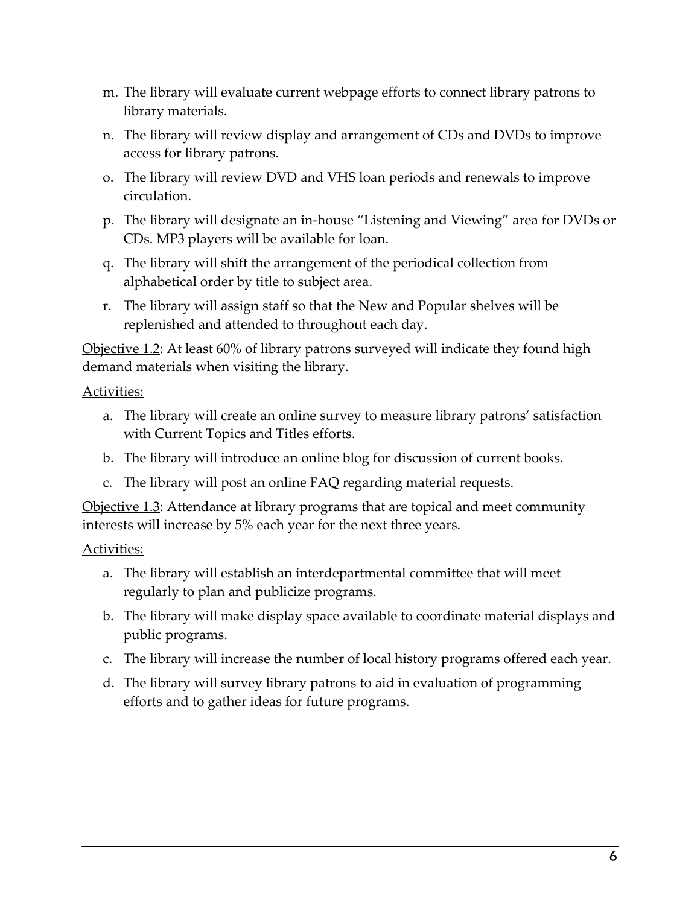m. The library will evaluate current webpage efforts to connect library patrons to library materials.
n. The library will review display and arrangement of CDs and DVDs to improve access for library patrons.
o. The library will review DVD and VHS loan periods and renewals to improve circulation.
p. The library will designate an in-house "Listening and Viewing" area for DVDs or CDs. MP3 players will be available for loan.
q. The library will shift the arrangement of the periodical collection from alphabetical order by title to subject area.
r. The library will assign staff so that the New and Popular shelves will be replenished and attended to throughout each day.

<u>Objective 1.2</u>: At least 60% of library patrons surveyed will indicate they found high demand materials when visiting the library.

<u>Activities:</u>

a. The library will create an online survey to measure library patrons' satisfaction with Current Topics and Titles efforts.
b. The library will introduce an online blog for discussion of current books.
c. The library will post an online FAQ regarding material requests.

<u>Objective 1.3</u>: Attendance at library programs that are topical and meet community interests will increase by 5% each year for the next three years.

<u>Activities:</u>

a. The library will establish an interdepartmental committee that will meet regularly to plan and publicize programs.
b. The library will make display space available to coordinate material displays and public programs.
c. The library will increase the number of local history programs offered each year.
d. The library will survey library patrons to aid in evaluation of programming efforts and to gather ideas for future programs.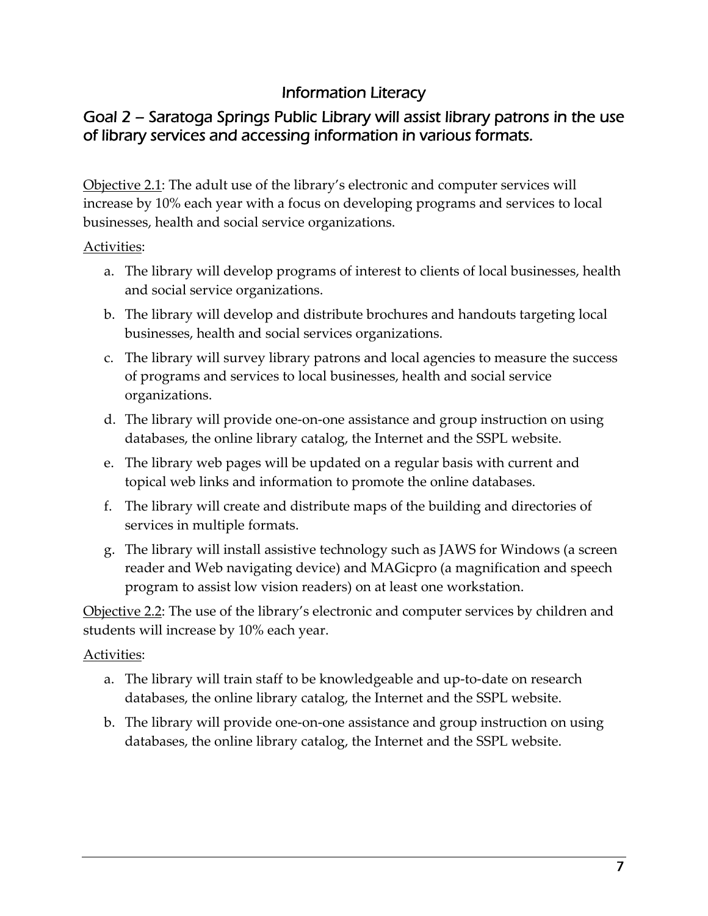## Information Literacy

### *Goal 2 – Saratoga Springs Public Library will assist library patrons in the use of library services and accessing information in various formats.*

Objective 2.1: The adult use of the library's electronic and computer services will increase by 10% each year with a focus on developing programs and services to local businesses, health and social service organizations.

Activities:

a. The library will develop programs of interest to clients of local businesses, health and social service organizations.
b. The library will develop and distribute brochures and handouts targeting local businesses, health and social services organizations.
c. The library will survey library patrons and local agencies to measure the success of programs and services to local businesses, health and social service organizations.
d. The library will provide one-on-one assistance and group instruction on using databases, the online library catalog, the Internet and the SSPL website.
e. The library web pages will be updated on a regular basis with current and topical web links and information to promote the online databases.
f. The library will create and distribute maps of the building and directories of services in multiple formats.
g. The library will install assistive technology such as JAWS for Windows (a screen reader and Web navigating device) and MAGicpro (a magnification and speech program to assist low vision readers) on at least one workstation.

Objective 2.2: The use of the library's electronic and computer services by children and students will increase by 10% each year.

Activities:

a. The library will train staff to be knowledgeable and up-to-date on research databases, the online library catalog, the Internet and the SSPL website.
b. The library will provide one-on-one assistance and group instruction on using databases, the online library catalog, the Internet and the SSPL website.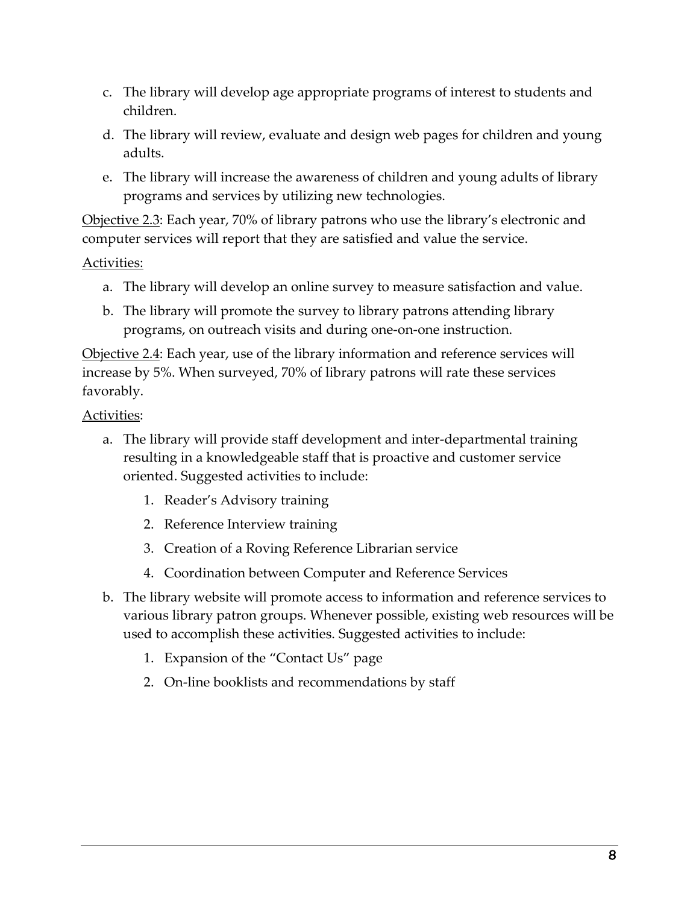c. The library will develop age appropriate programs of interest to students and children.

d. The library will review, evaluate and design web pages for children and young adults.

e. The library will increase the awareness of children and young adults of library programs and services by utilizing new technologies.

<u>Objective 2.3</u>: Each year, 70% of library patrons who use the library's electronic and computer services will report that they are satisfied and value the service.

<u>Activities:</u>

a. The library will develop an online survey to measure satisfaction and value.

b. The library will promote the survey to library patrons attending library programs, on outreach visits and during one-on-one instruction.

<u>Objective 2.4</u>: Each year, use of the library information and reference services will increase by 5%. When surveyed, 70% of library patrons will rate these services favorably.

<u>Activities</u>:

a. The library will provide staff development and inter-departmental training resulting in a knowledgeable staff that is proactive and customer service oriented. Suggested activities to include:
    1. Reader's Advisory training
    2. Reference Interview training
    3. Creation of a Roving Reference Librarian service
    4. Coordination between Computer and Reference Services

b. The library website will promote access to information and reference services to various library patron groups. Whenever possible, existing web resources will be used to accomplish these activities. Suggested activities to include:
    1. Expansion of the "Contact Us" page
    2. On-line booklists and recommendations by staff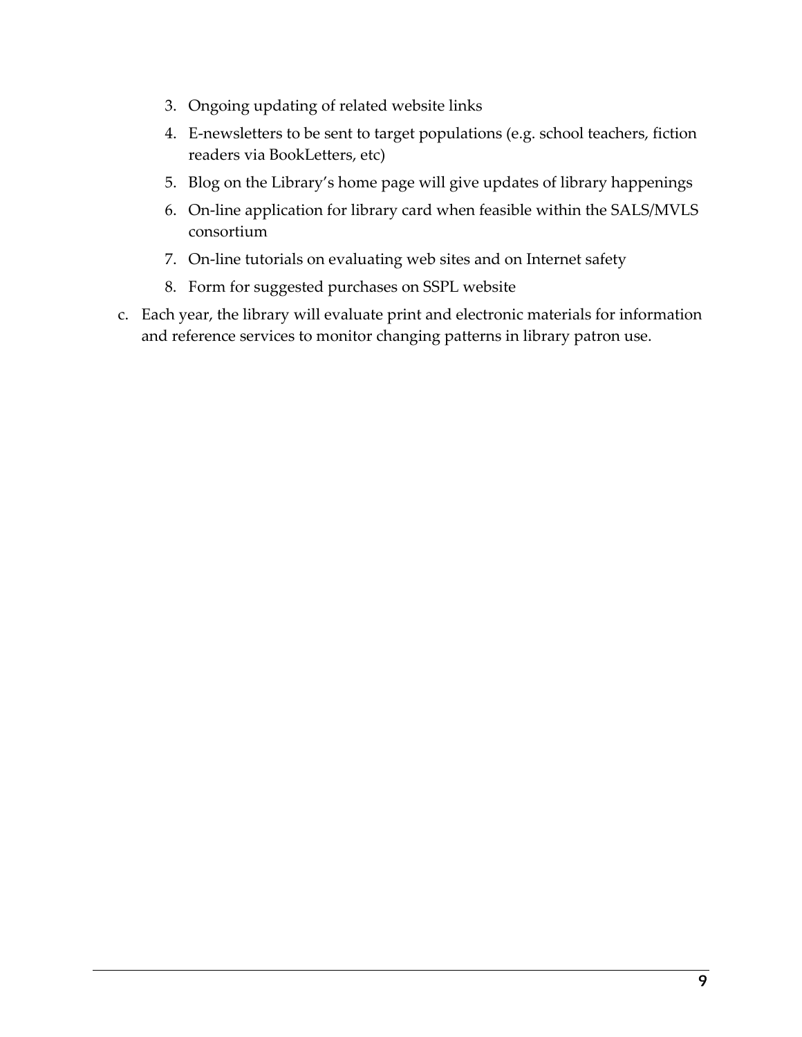3. Ongoing updating of related website links
4. E-newsletters to be sent to target populations (e.g. school teachers, fiction readers via BookLetters, etc)
5. Blog on the Library's home page will give updates of library happenings
6. On-line application for library card when feasible within the SALS/MVLS consortium
7. On-line tutorials on evaluating web sites and on Internet safety
8. Form for suggested purchases on SSPL website

c. Each year, the library will evaluate print and electronic materials for information and reference services to monitor changing patterns in library patron use.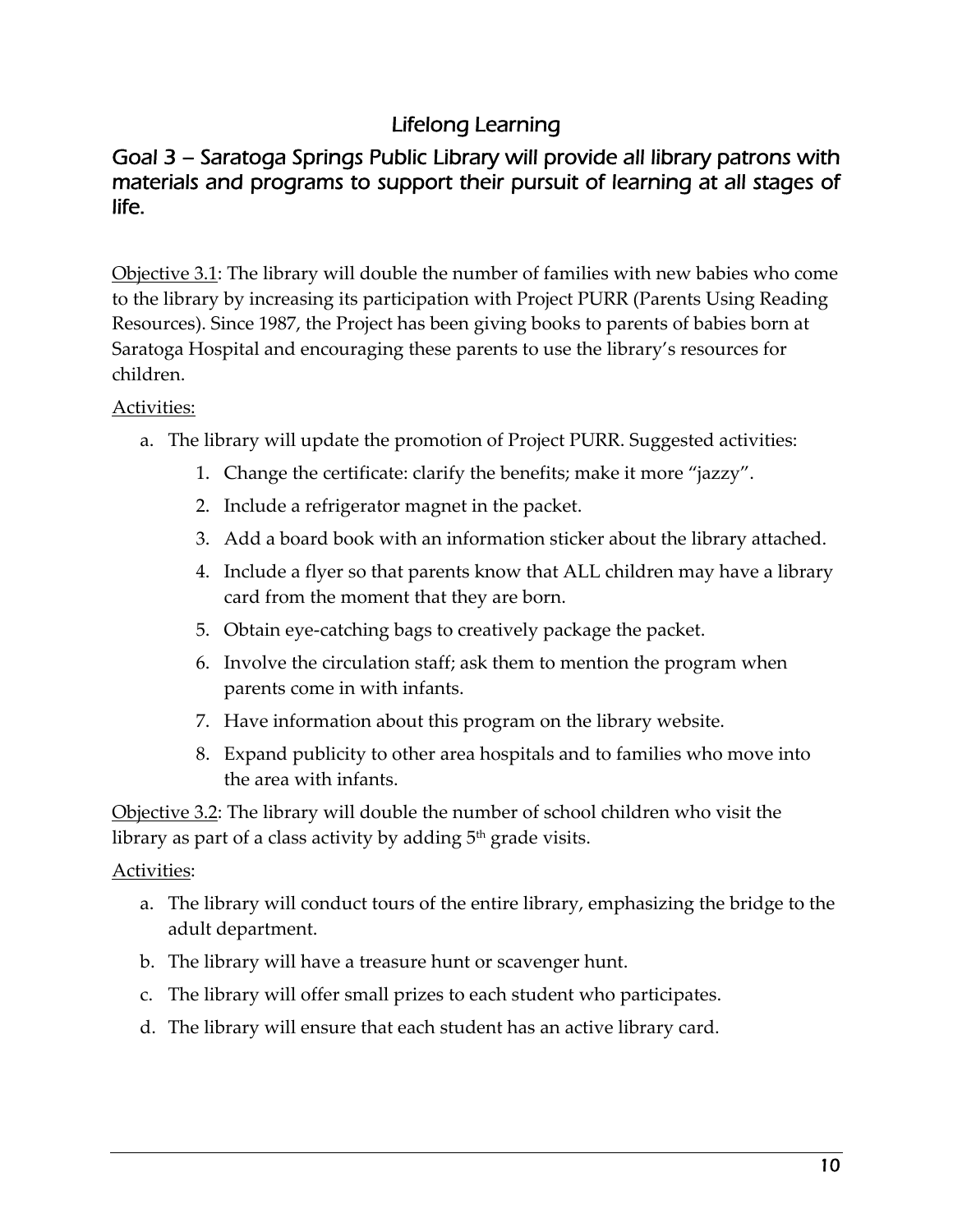## Lifelong Learning

### Goal 3 – Saratoga Springs Public Library will provide all library patrons with materials and programs to support their pursuit of learning at all stages of life.

Objective 3.1: The library will double the number of families with new babies who come to the library by increasing its participation with Project PURR (Parents Using Reading Resources). Since 1987, the Project has been giving books to parents of babies born at Saratoga Hospital and encouraging these parents to use the library's resources for children.

Activities:

a. The library will update the promotion of Project PURR. Suggested activities:
    1. Change the certificate: clarify the benefits; make it more "jazzy".
    2. Include a refrigerator magnet in the packet.
    3. Add a board book with an information sticker about the library attached.
    4. Include a flyer so that parents know that ALL children may have a library card from the moment that they are born.
    5. Obtain eye-catching bags to creatively package the packet.
    6. Involve the circulation staff; ask them to mention the program when parents come in with infants.
    7. Have information about this program on the library website.
    8. Expand publicity to other area hospitals and to families who move into the area with infants.

Objective 3.2: The library will double the number of school children who visit the library as part of a class activity by adding 5th grade visits.

Activities:

a. The library will conduct tours of the entire library, emphasizing the bridge to the adult department.
b. The library will have a treasure hunt or scavenger hunt.
c. The library will offer small prizes to each student who participates.
d. The library will ensure that each student has an active library card.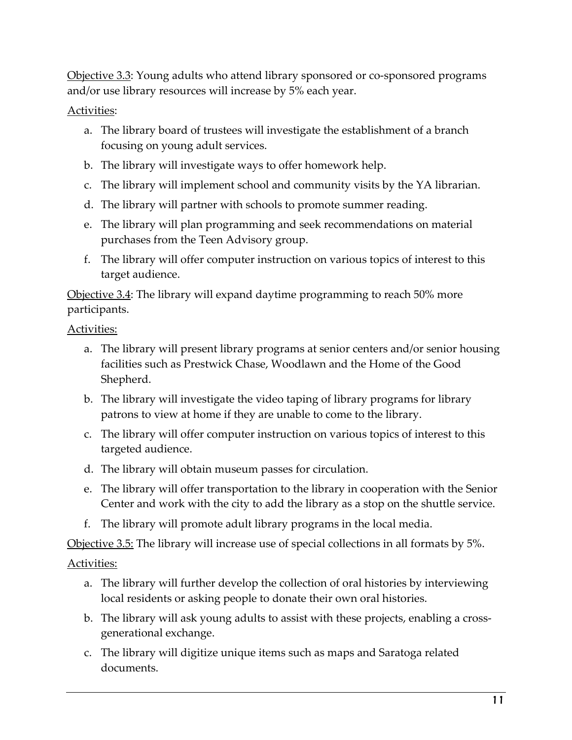Objective 3.3: Young adults who attend library sponsored or co-sponsored programs and/or use library resources will increase by 5% each year.

Activities:

a. The library board of trustees will investigate the establishment of a branch focusing on young adult services.
b. The library will investigate ways to offer homework help.
c. The library will implement school and community visits by the YA librarian.
d. The library will partner with schools to promote summer reading.
e. The library will plan programming and seek recommendations on material purchases from the Teen Advisory group.
f. The library will offer computer instruction on various topics of interest to this target audience.

Objective 3.4: The library will expand daytime programming to reach 50% more participants.

Activities:

a. The library will present library programs at senior centers and/or senior housing facilities such as Prestwick Chase, Woodlawn and the Home of the Good Shepherd.
b. The library will investigate the video taping of library programs for library patrons to view at home if they are unable to come to the library.
c. The library will offer computer instruction on various topics of interest to this targeted audience.
d. The library will obtain museum passes for circulation.
e. The library will offer transportation to the library in cooperation with the Senior Center and work with the city to add the library as a stop on the shuttle service.
f. The library will promote adult library programs in the local media.

Objective 3.5: The library will increase use of special collections in all formats by 5%.

Activities:

a. The library will further develop the collection of oral histories by interviewing local residents or asking people to donate their own oral histories.
b. The library will ask young adults to assist with these projects, enabling a cross-generational exchange.
c. The library will digitize unique items such as maps and Saratoga related documents.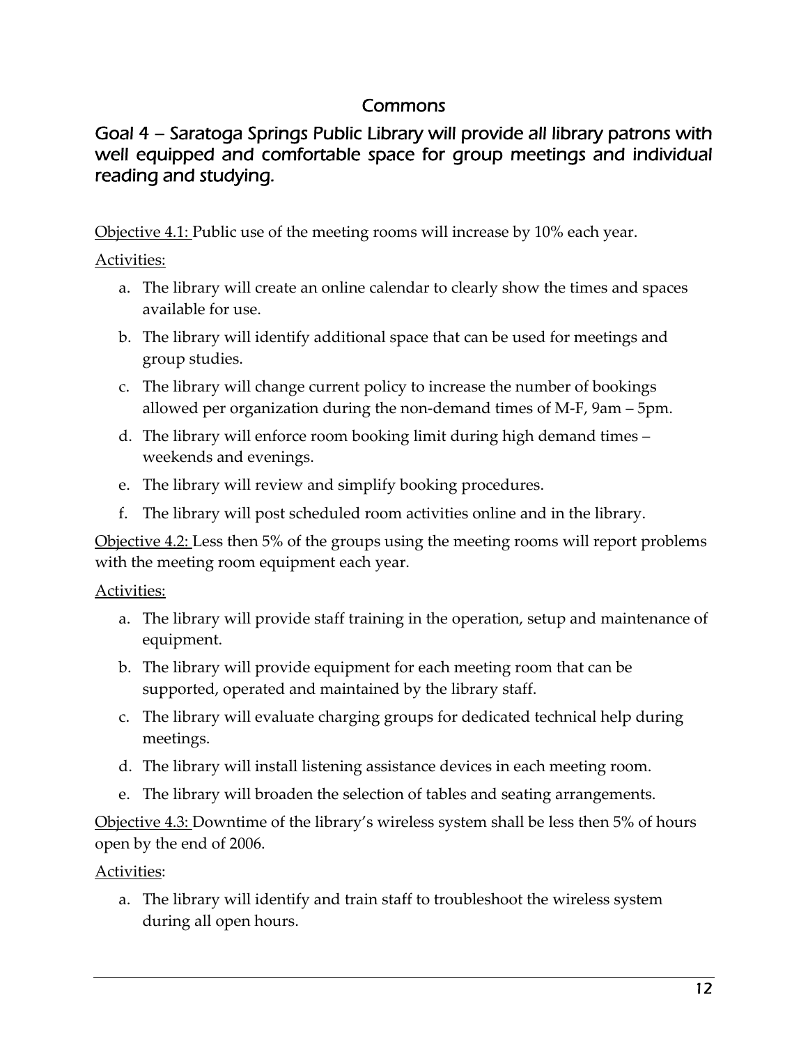## Commons

### Goal 4 – Saratoga Springs Public Library will provide all library patrons with well equipped and comfortable space for group meetings and individual reading and studying.

<u>Objective 4.1:</u> Public use of the meeting rooms will increase by 10% each year.

<u>Activities:</u>

a. The library will create an online calendar to clearly show the times and spaces available for use.
b. The library will identify additional space that can be used for meetings and group studies.
c. The library will change current policy to increase the number of bookings allowed per organization during the non-demand times of M-F, 9am – 5pm.
d. The library will enforce room booking limit during high demand times – weekends and evenings.
e. The library will review and simplify booking procedures.
f. The library will post scheduled room activities online and in the library.

<u>Objective 4.2:</u> Less then 5% of the groups using the meeting rooms will report problems with the meeting room equipment each year.

<u>Activities:</u>

a. The library will provide staff training in the operation, setup and maintenance of equipment.
b. The library will provide equipment for each meeting room that can be supported, operated and maintained by the library staff.
c. The library will evaluate charging groups for dedicated technical help during meetings.
d. The library will install listening assistance devices in each meeting room.
e. The library will broaden the selection of tables and seating arrangements.

<u>Objective 4.3:</u> Downtime of the library's wireless system shall be less then 5% of hours open by the end of 2006.

<u>Activities</u>:

a. The library will identify and train staff to troubleshoot the wireless system during all open hours.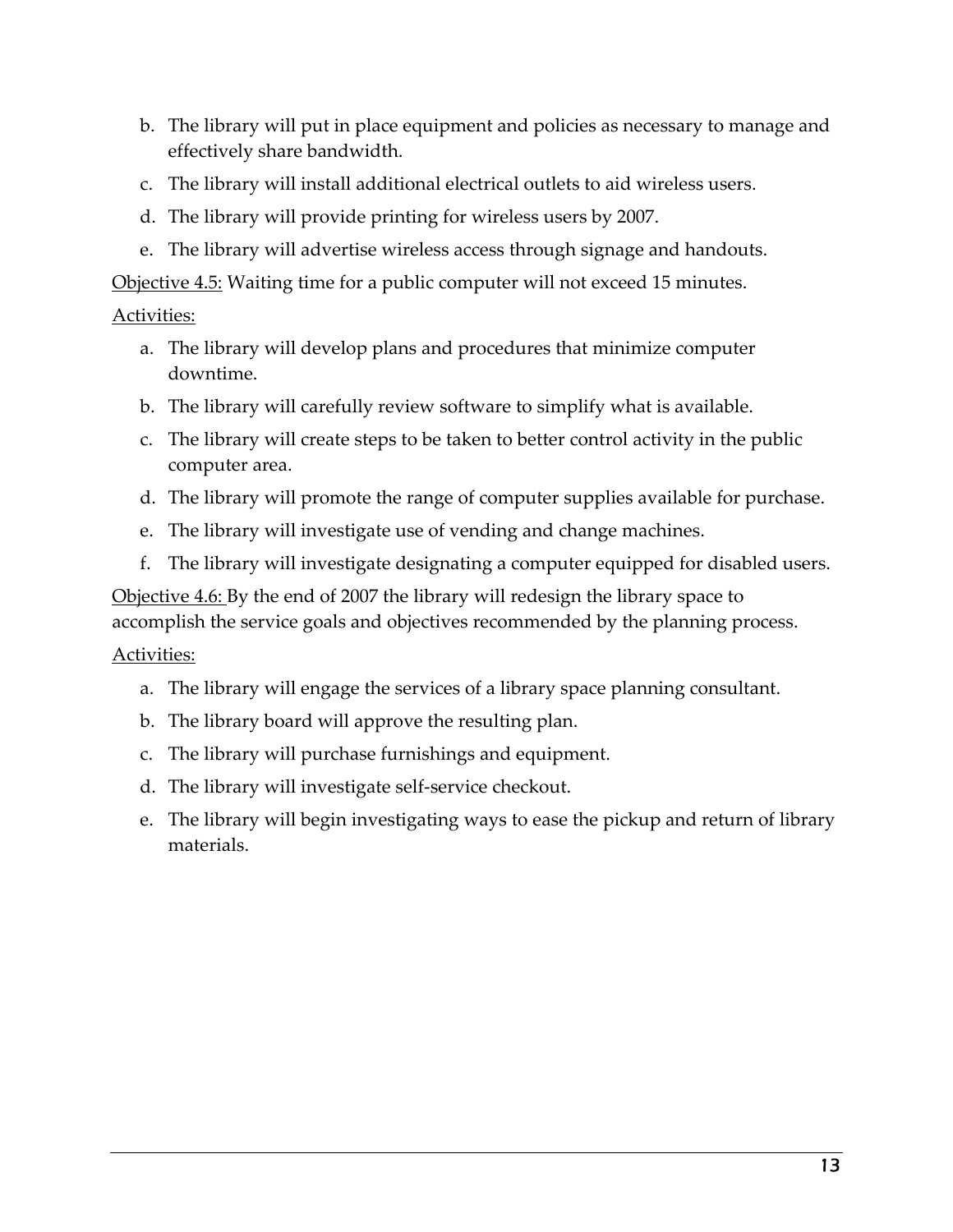b. The library will put in place equipment and policies as necessary to manage and effectively share bandwidth.
c. The library will install additional electrical outlets to aid wireless users.
d. The library will provide printing for wireless users by 2007.
e. The library will advertise wireless access through signage and handouts.

<u>Objective 4.5:</u> Waiting time for a public computer will not exceed 15 minutes.

<u>Activities:</u>

a. The library will develop plans and procedures that minimize computer downtime.
b. The library will carefully review software to simplify what is available.
c. The library will create steps to be taken to better control activity in the public computer area.
d. The library will promote the range of computer supplies available for purchase.
e. The library will investigate use of vending and change machines.
f. The library will investigate designating a computer equipped for disabled users.

<u>Objective 4.6:</u> By the end of 2007 the library will redesign the library space to accomplish the service goals and objectives recommended by the planning process.

<u>Activities:</u>

a. The library will engage the services of a library space planning consultant.
b. The library board will approve the resulting plan.
c. The library will purchase furnishings and equipment.
d. The library will investigate self-service checkout.
e. The library will begin investigating ways to ease the pickup and return of library materials.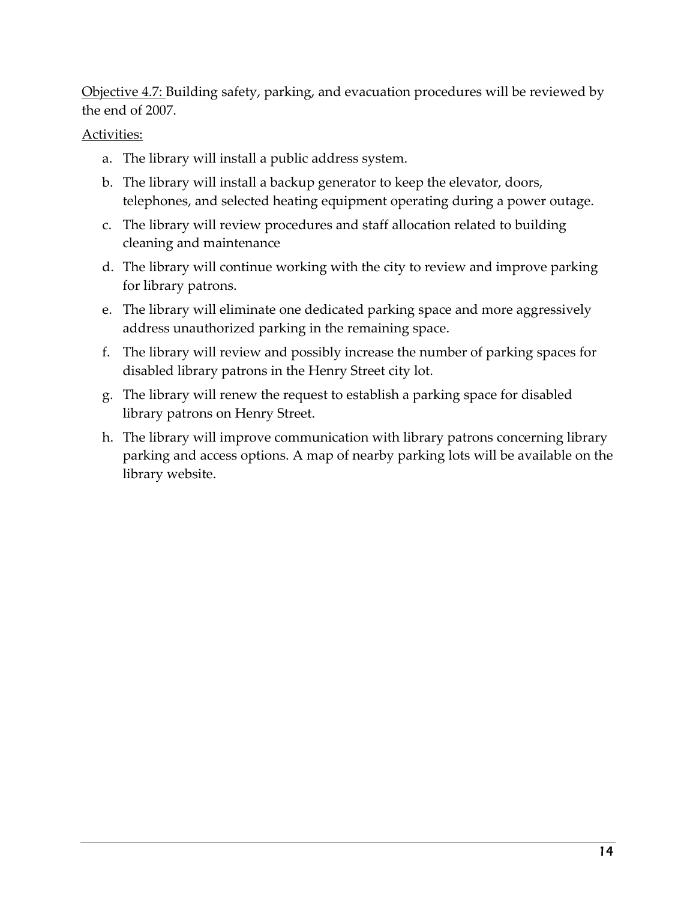<u>Objective 4.7:</u> Building safety, parking, and evacuation procedures will be reviewed by the end of 2007.

<u>Activities:</u>

a. The library will install a public address system.

b. The library will install a backup generator to keep the elevator, doors, telephones, and selected heating equipment operating during a power outage.

c. The library will review procedures and staff allocation related to building cleaning and maintenance

d. The library will continue working with the city to review and improve parking for library patrons.

e. The library will eliminate one dedicated parking space and more aggressively address unauthorized parking in the remaining space.

f. The library will review and possibly increase the number of parking spaces for disabled library patrons in the Henry Street city lot.

g. The library will renew the request to establish a parking space for disabled library patrons on Henry Street.

h. The library will improve communication with library patrons concerning library parking and access options. A map of nearby parking lots will be available on the library website.